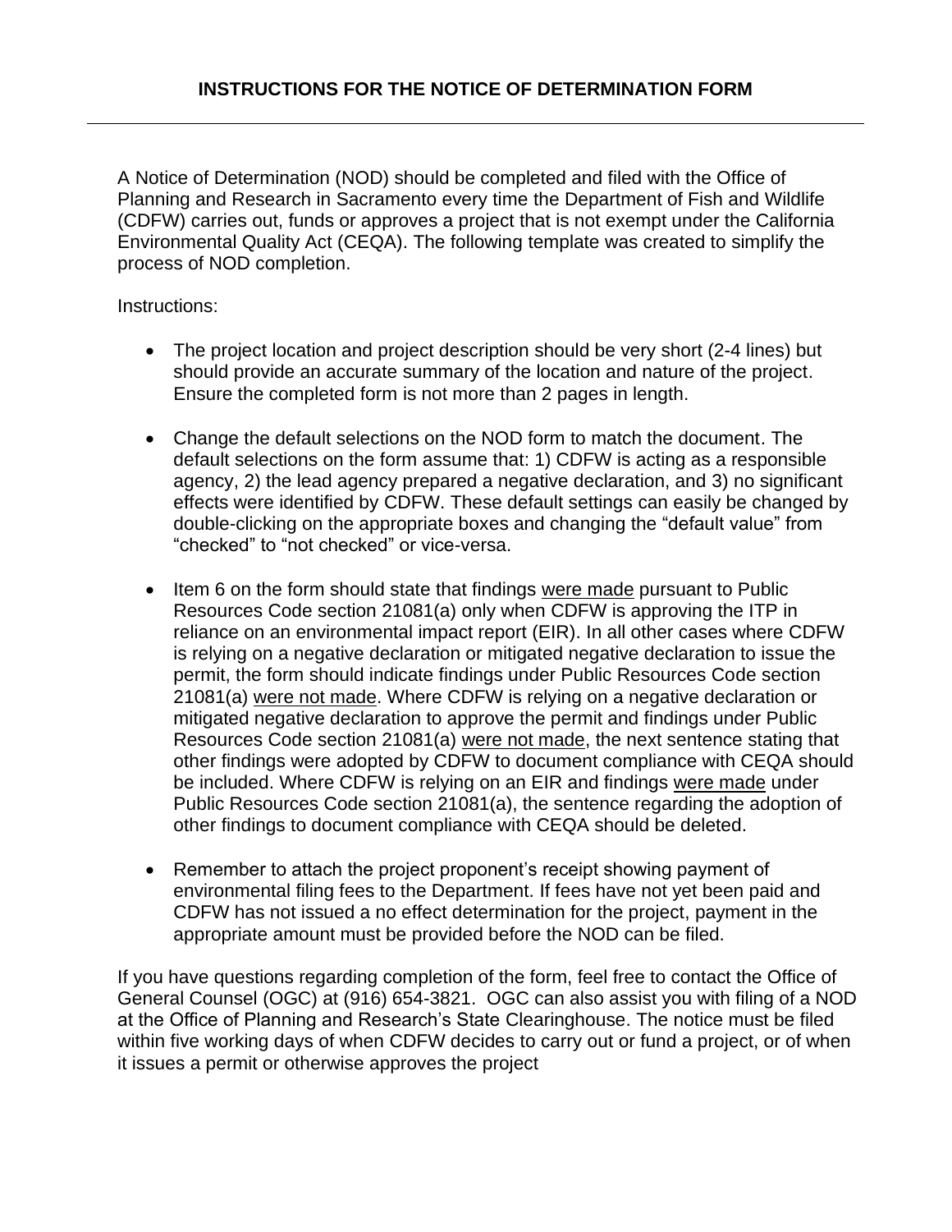# INSTRUCTIONS FOR THE NOTICE OF DETERMINATION FORM

---

A Notice of Determination (NOD) should be completed and filed with the Office of Planning and Research in Sacramento every time the Department of Fish and Wildlife (CDFW) carries out, funds or approves a project that is not exempt under the California Environmental Quality Act (CEQA). The following template was created to simplify the process of NOD completion.

Instructions:

- The project location and project description should be very short (2-4 lines) but should provide an accurate summary of the location and nature of the project. Ensure the completed form is not more than 2 pages in length.

- Change the default selections on the NOD form to match the document. The default selections on the form assume that: 1) CDFW is acting as a responsible agency, 2) the lead agency prepared a negative declaration, and 3) no significant effects were identified by CDFW. These default settings can easily be changed by double-clicking on the appropriate boxes and changing the "default value" from "checked" to "not checked" or vice-versa.

- Item 6 on the form should state that findings <u>were made</u> pursuant to Public Resources Code section 21081(a) only when CDFW is approving the ITP in reliance on an environmental impact report (EIR). In all other cases where CDFW is relying on a negative declaration or mitigated negative declaration to issue the permit, the form should indicate findings under Public Resources Code section 21081(a) <u>were not made</u>. Where CDFW is relying on a negative declaration or mitigated negative declaration to approve the permit and findings under Public Resources Code section 21081(a) <u>were not made</u>, the next sentence stating that other findings were adopted by CDFW to document compliance with CEQA should be included. Where CDFW is relying on an EIR and findings <u>were made</u> under Public Resources Code section 21081(a), the sentence regarding the adoption of other findings to document compliance with CEQA should be deleted.

- Remember to attach the project proponent's receipt showing payment of environmental filing fees to the Department. If fees have not yet been paid and CDFW has not issued a no effect determination for the project, payment in the appropriate amount must be provided before the NOD can be filed.

If you have questions regarding completion of the form, feel free to contact the Office of General Counsel (OGC) at (916) 654-3821. OGC can also assist you with filing of a NOD at the Office of Planning and Research's State Clearinghouse. The notice must be filed within five working days of when CDFW decides to carry out or fund a project, or of when it issues a permit or otherwise approves the project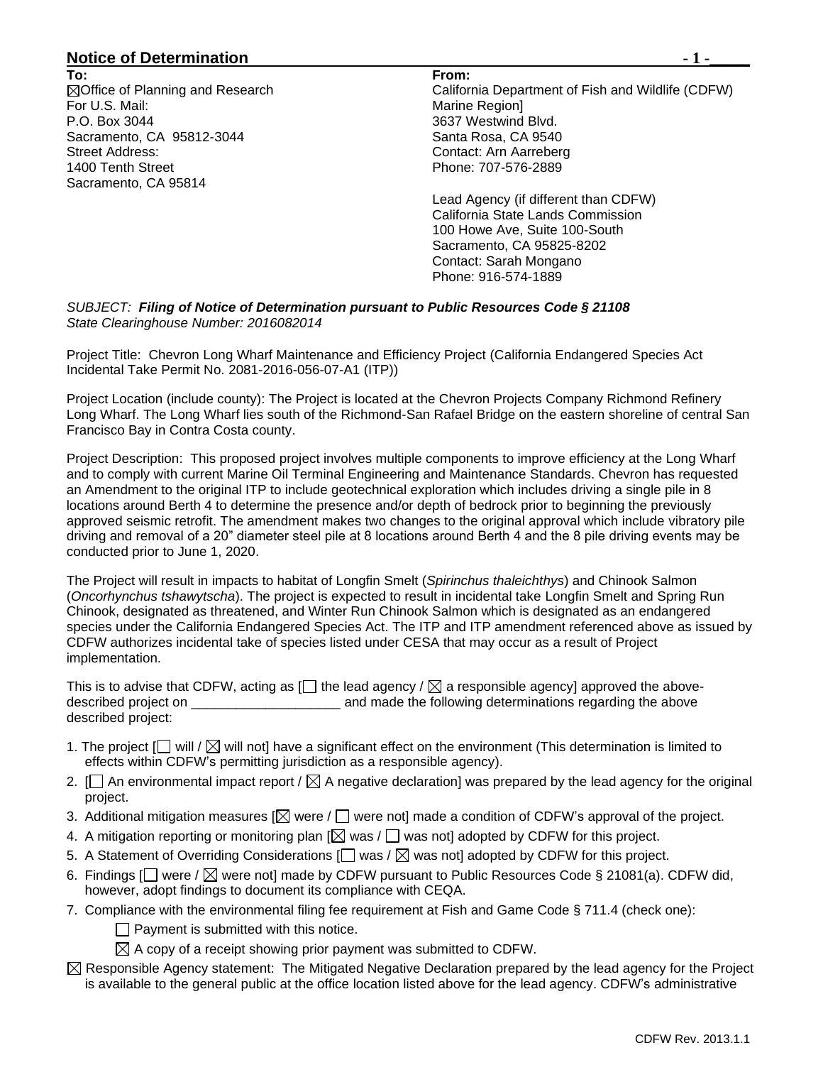## Notice of Determination

**To:**
☒Office of Planning and Research
For U.S. Mail:
P.O. Box 3044
Sacramento, CA 95812-3044
Street Address:
1400 Tenth Street
Sacramento, CA 95814

**From:**
California Department of Fish and Wildlife (CDFW)
Marine Region]
3637 Westwind Blvd.
Santa Rosa, CA 9540
Contact: Arn Aarreberg
Phone: 707-576-2889

Lead Agency (if different than CDFW)
California State Lands Commission
100 Howe Ave, Suite 100-South
Sacramento, CA 95825-8202
Contact: Sarah Mongano
Phone: 916-574-1889

*SUBJECT: **Filing of Notice of Determination pursuant to Public Resources Code § 21108***
*State Clearinghouse Number: 2016082014*

Project Title: Chevron Long Wharf Maintenance and Efficiency Project (California Endangered Species Act Incidental Take Permit No. 2081-2016-056-07-A1 (ITP))

Project Location (include county): The Project is located at the Chevron Projects Company Richmond Refinery Long Wharf. The Long Wharf lies south of the Richmond-San Rafael Bridge on the eastern shoreline of central San Francisco Bay in Contra Costa county.

Project Description: This proposed project involves multiple components to improve efficiency at the Long Wharf and to comply with current Marine Oil Terminal Engineering and Maintenance Standards. Chevron has requested an Amendment to the original ITP to include geotechnical exploration which includes driving a single pile in 8 locations around Berth 4 to determine the presence and/or depth of bedrock prior to beginning the previously approved seismic retrofit. The amendment makes two changes to the original approval which include vibratory pile driving and removal of a 20" diameter steel pile at 8 locations around Berth 4 and the 8 pile driving events may be conducted prior to June 1, 2020.

The Project will result in impacts to habitat of Longfin Smelt (*Spirinchus thaleichthys*) and Chinook Salmon (*Oncorhynchus tshawytscha*). The project is expected to result in incidental take Longfin Smelt and Spring Run Chinook, designated as threatened, and Winter Run Chinook Salmon which is designated as an endangered species under the California Endangered Species Act. The ITP and ITP amendment referenced above as issued by CDFW authorizes incidental take of species listed under CESA that may occur as a result of Project implementation.

This is to advise that CDFW, acting as [☐ the lead agency / ☒ a responsible agency] approved the above-described project on ____________________ and made the following determinations regarding the above described project:

1. The project [☐ will / ☒ will not] have a significant effect on the environment (This determination is limited to effects within CDFW's permitting jurisdiction as a responsible agency).
2. [☐ An environmental impact report / ☒ A negative declaration] was prepared by the lead agency for the original project.
3. Additional mitigation measures [☒ were / ☐ were not] made a condition of CDFW's approval of the project.
4. A mitigation reporting or monitoring plan [☒ was / ☐ was not] adopted by CDFW for this project.
5. A Statement of Overriding Considerations [☐ was / ☒ was not] adopted by CDFW for this project.
6. Findings [☐ were / ☒ were not] made by CDFW pursuant to Public Resources Code § 21081(a). CDFW did, however, adopt findings to document its compliance with CEQA.
7. Compliance with the environmental filing fee requirement at Fish and Game Code § 711.4 (check one):
   - ☐ Payment is submitted with this notice.
   - ☒ A copy of a receipt showing prior payment was submitted to CDFW.

☒ Responsible Agency statement: The Mitigated Negative Declaration prepared by the lead agency for the Project is available to the general public at the office location listed above for the lead agency. CDFW's administrative

CDFW Rev. 2013.1.1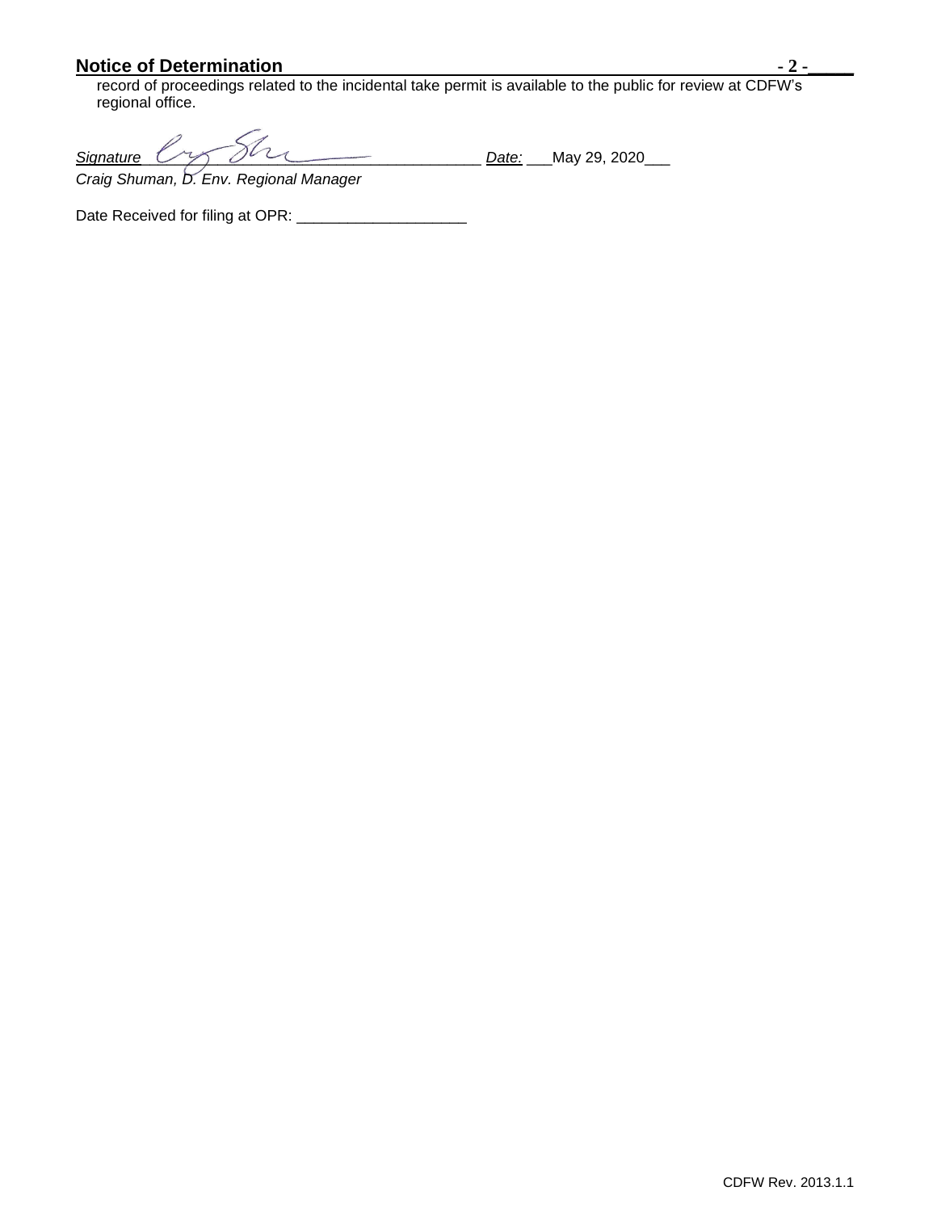record of proceedings related to the incidental take permit is available to the public for review at CDFW's regional office.

*Signature* ________________________________ *Date:* ___May 29, 2020___

*Craig Shuman, D. Env. Regional Manager*

Date Received for filing at OPR: ____________________